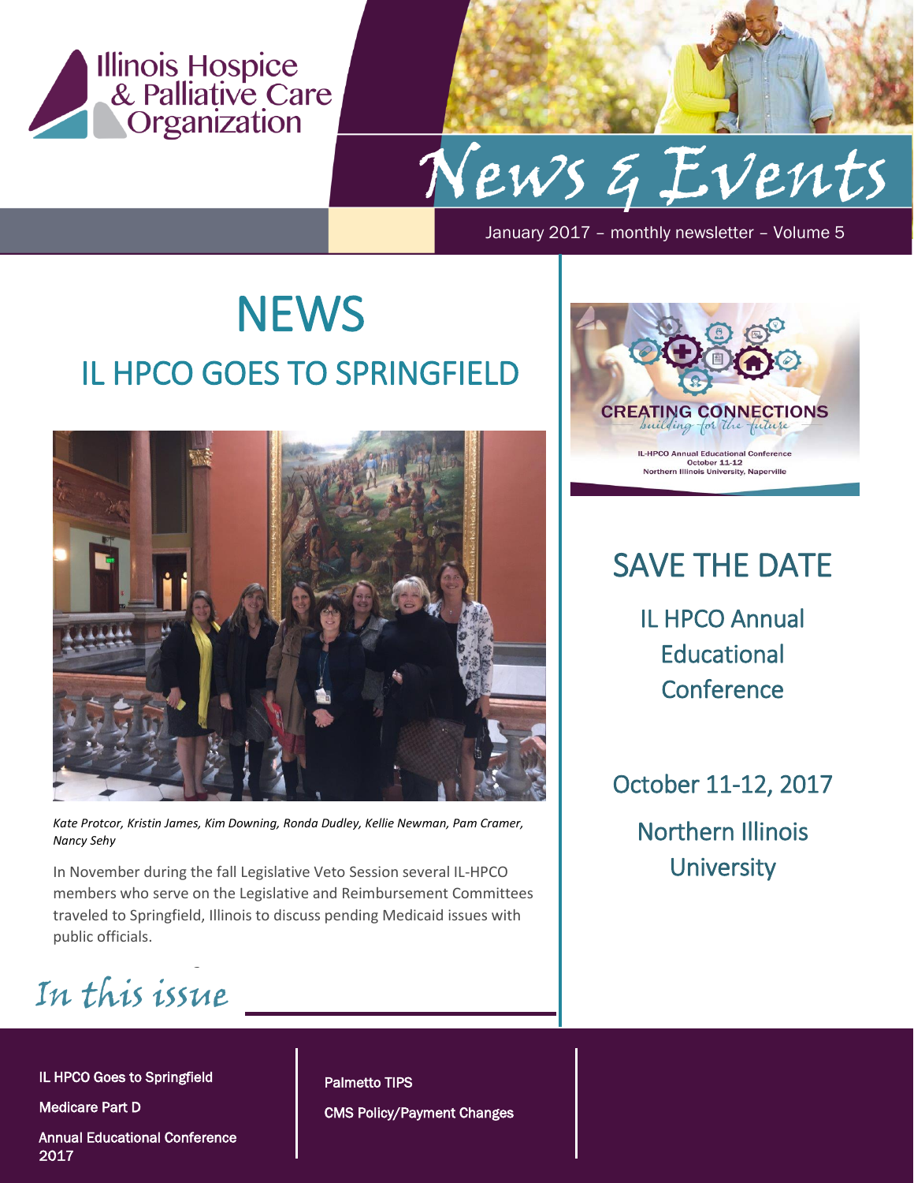Illinois Hospice & Palliative Care Organization

# News & Events

January 2017 – monthly newsletter – Volume 5

# NEWS

## IL HPCO GOES TO SPRINGFIELD

*Kate Protcor, Kristin James, Kim Downing, Ronda Dudley, Kellie Newman, Pam Cramer, Nancy Sehy*

In November during the fall Legislative Veto Session several IL-HPCO members who serve on the Legislative and Reimbursement Committees traveled to Springfield, Illinois to discuss pending Medicaid issues with public officials.

CREATING CONNECTIONS
*building for the future*
IL-HPCO Annual Educational Conference
October 11-12
Northern Illinois University, Naperville

## SAVE THE DATE

IL HPCO Annual Educational Conference

October 11-12, 2017

Northern Illinois University

## In this issue

- IL HPCO Goes to Springfield
- Medicare Part D
- Annual Educational Conference 2017
- Palmetto TIPS
- CMS Policy/Payment Changes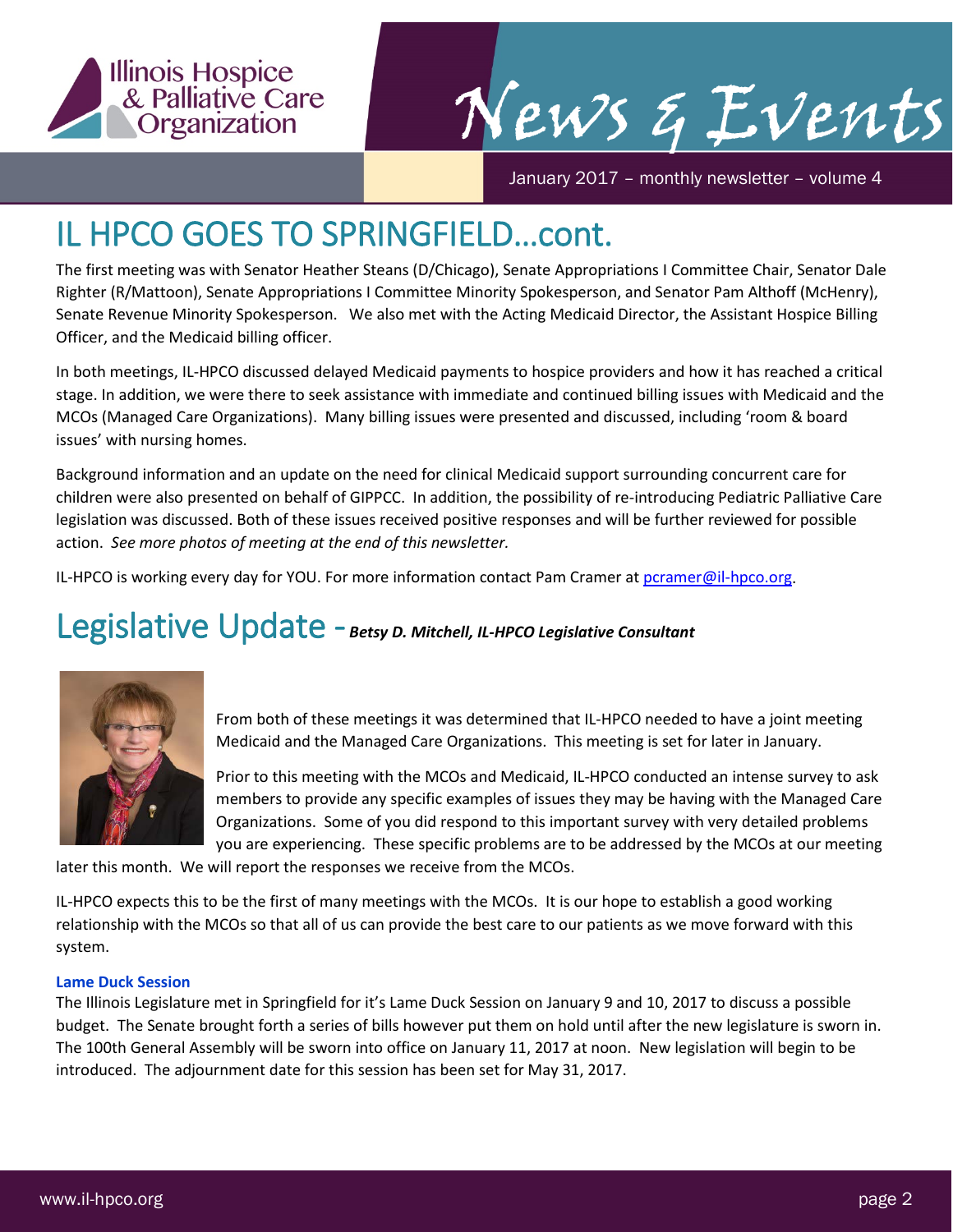# IL HPCO GOES TO SPRINGFIELD…cont.

The first meeting was with Senator Heather Steans (D/Chicago), Senate Appropriations I Committee Chair, Senator Dale Righter (R/Mattoon), Senate Appropriations I Committee Minority Spokesperson, and Senator Pam Althoff (McHenry), Senate Revenue Minority Spokesperson. We also met with the Acting Medicaid Director, the Assistant Hospice Billing Officer, and the Medicaid billing officer.

In both meetings, IL-HPCO discussed delayed Medicaid payments to hospice providers and how it has reached a critical stage. In addition, we were there to seek assistance with immediate and continued billing issues with Medicaid and the MCOs (Managed Care Organizations). Many billing issues were presented and discussed, including 'room & board issues' with nursing homes.

Background information and an update on the need for clinical Medicaid support surrounding concurrent care for children were also presented on behalf of GIPPCC. In addition, the possibility of re-introducing Pediatric Palliative Care legislation was discussed. Both of these issues received positive responses and will be further reviewed for possible action. *See more photos of meeting at the end of this newsletter.*

IL-HPCO is working every day for YOU. For more information contact Pam Cramer at pcramer@il-hpco.org.

# Legislative Update - *Betsy D. Mitchell, IL-HPCO Legislative Consultant*

From both of these meetings it was determined that IL-HPCO needed to have a joint meeting Medicaid and the Managed Care Organizations. This meeting is set for later in January.

Prior to this meeting with the MCOs and Medicaid, IL-HPCO conducted an intense survey to ask members to provide any specific examples of issues they may be having with the Managed Care Organizations. Some of you did respond to this important survey with very detailed problems you are experiencing. These specific problems are to be addressed by the MCOs at our meeting later this month. We will report the responses we receive from the MCOs.

IL-HPCO expects this to be the first of many meetings with the MCOs. It is our hope to establish a good working relationship with the MCOs so that all of us can provide the best care to our patients as we move forward with this system.

**Lame Duck Session**

The Illinois Legislature met in Springfield for it's Lame Duck Session on January 9 and 10, 2017 to discuss a possible budget. The Senate brought forth a series of bills however put them on hold until after the new legislature is sworn in. The 100th General Assembly will be sworn into office on January 11, 2017 at noon. New legislation will begin to be introduced. The adjournment date for this session has been set for May 31, 2017.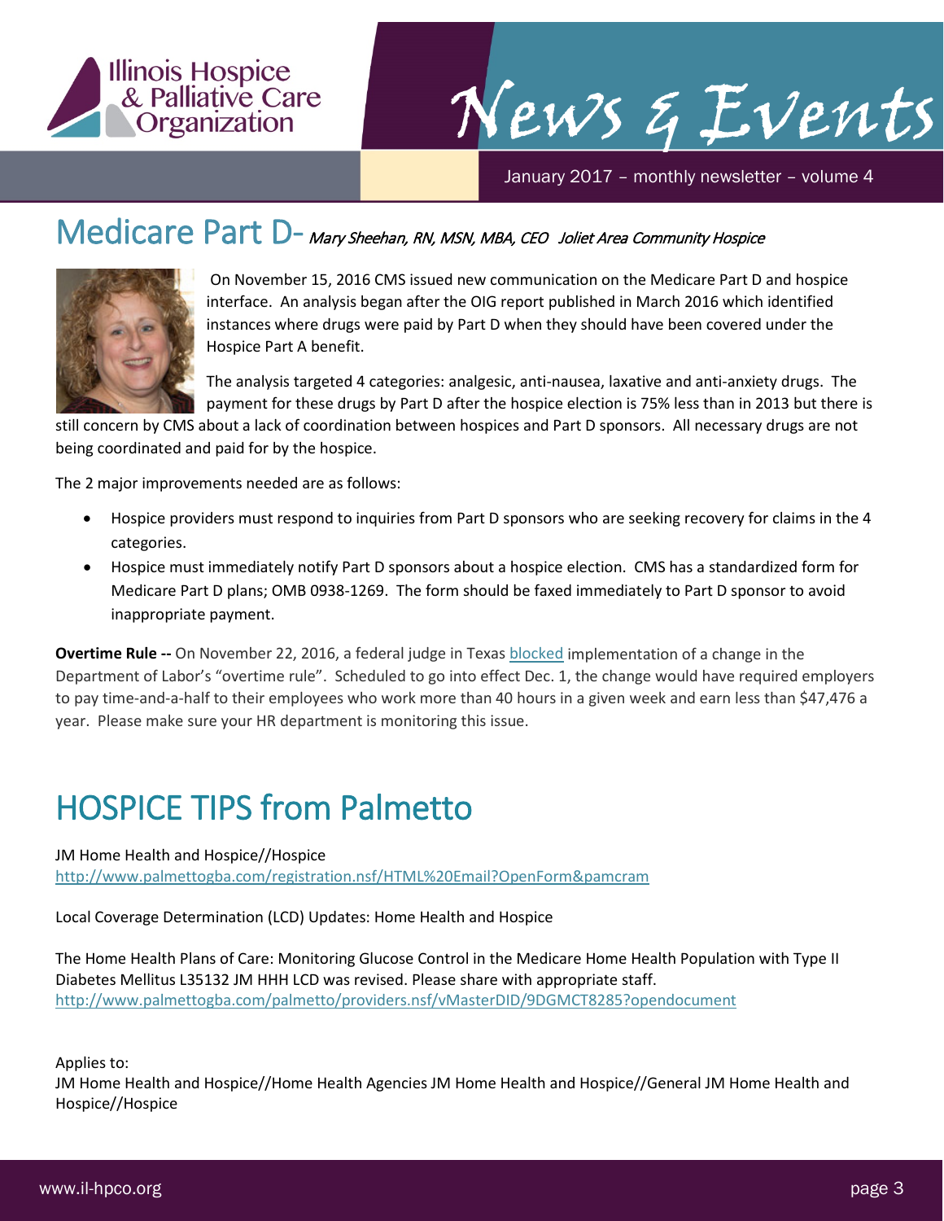# Medicare Part D- *Mary Sheehan, RN, MSN, MBA, CEO Joliet Area Community Hospice*

On November 15, 2016 CMS issued new communication on the Medicare Part D and hospice interface. An analysis began after the OIG report published in March 2016 which identified instances where drugs were paid by Part D when they should have been covered under the Hospice Part A benefit.

The analysis targeted 4 categories: analgesic, anti-nausea, laxative and anti-anxiety drugs. The payment for these drugs by Part D after the hospice election is 75% less than in 2013 but there is still concern by CMS about a lack of coordination between hospices and Part D sponsors. All necessary drugs are not being coordinated and paid for by the hospice.

The 2 major improvements needed are as follows:

- Hospice providers must respond to inquiries from Part D sponsors who are seeking recovery for claims in the 4 categories.
- Hospice must immediately notify Part D sponsors about a hospice election. CMS has a standardized form for Medicare Part D plans; OMB 0938-1269. The form should be faxed immediately to Part D sponsor to avoid inappropriate payment.

**Overtime Rule --** On November 22, 2016, a federal judge in Texas blocked implementation of a change in the Department of Labor's "overtime rule". Scheduled to go into effect Dec. 1, the change would have required employers to pay time-and-a-half to their employees who work more than 40 hours in a given week and earn less than $47,476 a year. Please make sure your HR department is monitoring this issue.

# HOSPICE TIPS from Palmetto

JM Home Health and Hospice//Hospice
http://www.palmettogba.com/registration.nsf/HTML%20Email?OpenForm&pamcram

Local Coverage Determination (LCD) Updates: Home Health and Hospice

The Home Health Plans of Care: Monitoring Glucose Control in the Medicare Home Health Population with Type II Diabetes Mellitus L35132 JM HHH LCD was revised. Please share with appropriate staff.
http://www.palmettogba.com/palmetto/providers.nsf/vMasterDID/9DGMCT8285?opendocument

Applies to:
JM Home Health and Hospice//Home Health Agencies JM Home Health and Hospice//General JM Home Health and Hospice//Hospice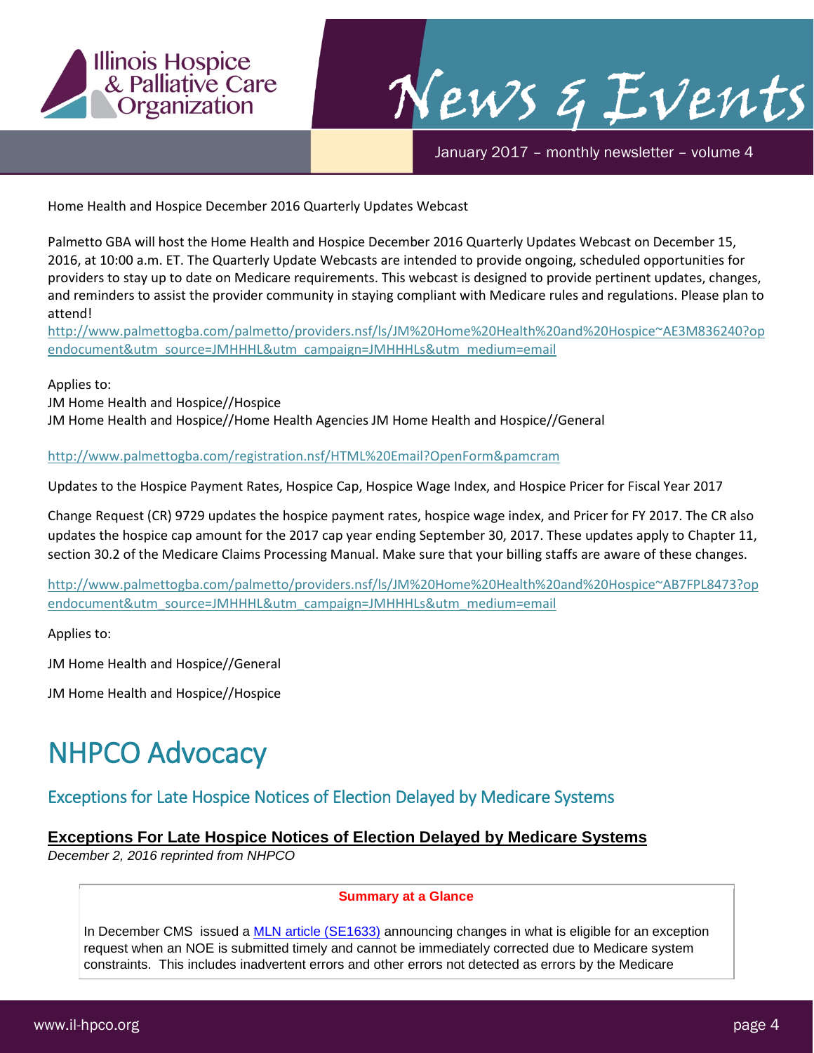Home Health and Hospice December 2016 Quarterly Updates Webcast

Palmetto GBA will host the Home Health and Hospice December 2016 Quarterly Updates Webcast on December 15, 2016, at 10:00 a.m. ET. The Quarterly Update Webcasts are intended to provide ongoing, scheduled opportunities for providers to stay up to date on Medicare requirements. This webcast is designed to provide pertinent updates, changes, and reminders to assist the provider community in staying compliant with Medicare rules and regulations. Please plan to attend!

[http://www.palmettogba.com/palmetto/providers.nsf/ls/JM%20Home%20Health%20and%20Hospice~AE3M836240?opendocument&utm_source=JMHHHL&utm_campaign=JMHHHLs&utm_medium=email](http://www.palmettogba.com/palmetto/providers.nsf/ls/JM%20Home%20Health%20and%20Hospice~AE3M836240?opendocument&utm_source=JMHHHL&utm_campaign=JMHHHLs&utm_medium=email)

Applies to:
JM Home Health and Hospice//Hospice
JM Home Health and Hospice//Home Health Agencies JM Home Health and Hospice//General

[http://www.palmettogba.com/registration.nsf/HTML%20Email?OpenForm&pamcram](http://www.palmettogba.com/registration.nsf/HTML%20Email?OpenForm&pamcram)

Updates to the Hospice Payment Rates, Hospice Cap, Hospice Wage Index, and Hospice Pricer for Fiscal Year 2017

Change Request (CR) 9729 updates the hospice payment rates, hospice wage index, and Pricer for FY 2017. The CR also updates the hospice cap amount for the 2017 cap year ending September 30, 2017. These updates apply to Chapter 11, section 30.2 of the Medicare Claims Processing Manual. Make sure that your billing staffs are aware of these changes.

[http://www.palmettogba.com/palmetto/providers.nsf/ls/JM%20Home%20Health%20and%20Hospice~AB7FPL8473?opendocument&utm_source=JMHHHL&utm_campaign=JMHHHLs&utm_medium=email](http://www.palmettogba.com/palmetto/providers.nsf/ls/JM%20Home%20Health%20and%20Hospice~AB7FPL8473?opendocument&utm_source=JMHHHL&utm_campaign=JMHHHLs&utm_medium=email)

Applies to:

JM Home Health and Hospice//General

JM Home Health and Hospice//Hospice

# NHPCO Advocacy

## Exceptions for Late Hospice Notices of Election Delayed by Medicare Systems

### Exceptions For Late Hospice Notices of Election Delayed by Medicare Systems

*December 2, 2016 reprinted from NHPCO*

**Summary at a Glance**

In December CMS issued a [MLN article (SE1633)]() announcing changes in what is eligible for an exception request when an NOE is submitted timely and cannot be immediately corrected due to Medicare system constraints. This includes inadvertent errors and other errors not detected as errors by the Medicare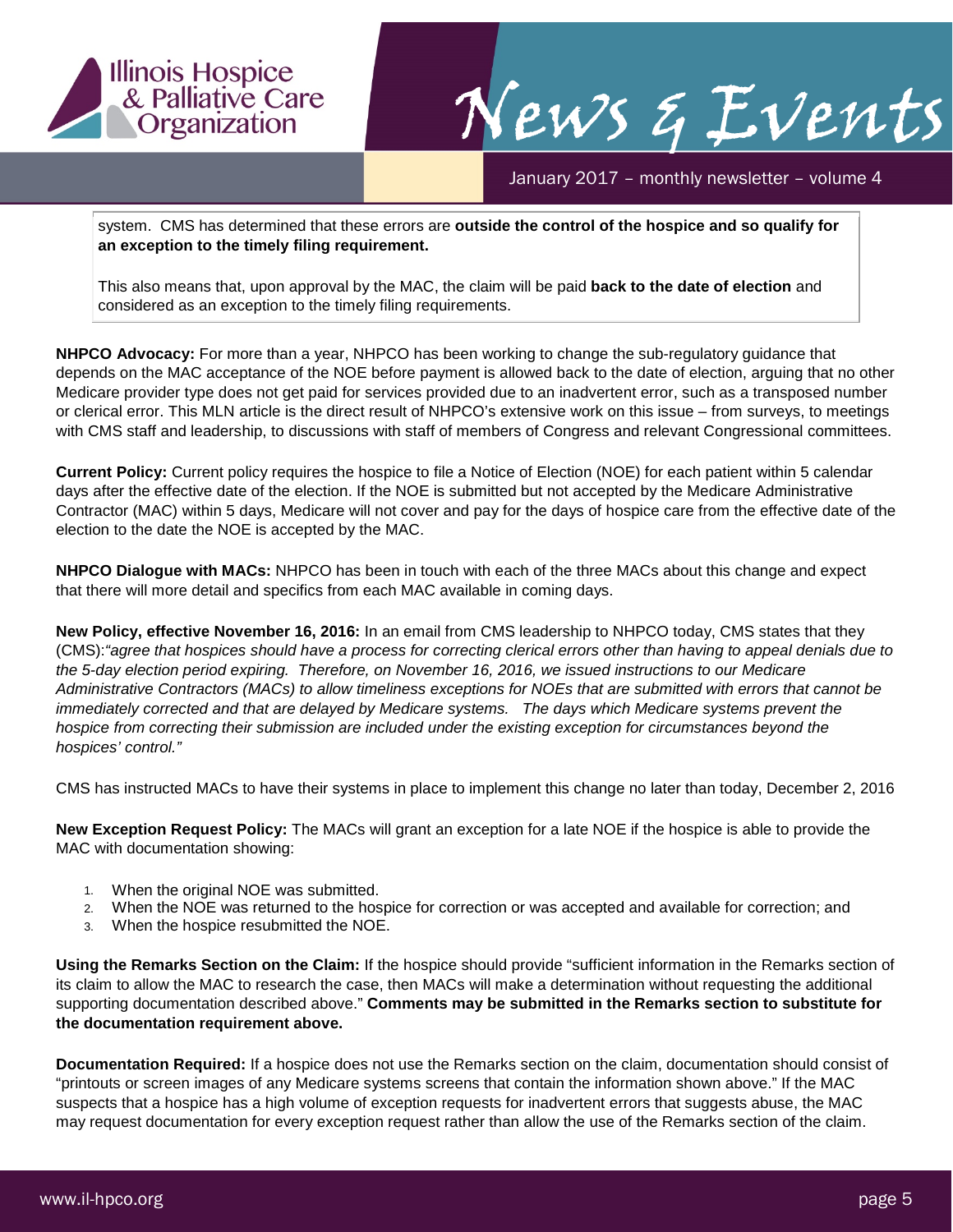system. CMS has determined that these errors are **outside the control of the hospice and so qualify for an exception to the timely filing requirement.**

This also means that, upon approval by the MAC, the claim will be paid **back to the date of election** and considered as an exception to the timely filing requirements.

**NHPCO Advocacy:** For more than a year, NHPCO has been working to change the sub-regulatory guidance that depends on the MAC acceptance of the NOE before payment is allowed back to the date of election, arguing that no other Medicare provider type does not get paid for services provided due to an inadvertent error, such as a transposed number or clerical error. This MLN article is the direct result of NHPCO's extensive work on this issue – from surveys, to meetings with CMS staff and leadership, to discussions with staff of members of Congress and relevant Congressional committees.

**Current Policy:** Current policy requires the hospice to file a Notice of Election (NOE) for each patient within 5 calendar days after the effective date of the election. If the NOE is submitted but not accepted by the Medicare Administrative Contractor (MAC) within 5 days, Medicare will not cover and pay for the days of hospice care from the effective date of the election to the date the NOE is accepted by the MAC.

**NHPCO Dialogue with MACs:** NHPCO has been in touch with each of the three MACs about this change and expect that there will more detail and specifics from each MAC available in coming days.

**New Policy, effective November 16, 2016:** In an email from CMS leadership to NHPCO today, CMS states that they (CMS):*"agree that hospices should have a process for correcting clerical errors other than having to appeal denials due to the 5-day election period expiring. Therefore, on November 16, 2016, we issued instructions to our Medicare Administrative Contractors (MACs) to allow timeliness exceptions for NOEs that are submitted with errors that cannot be immediately corrected and that are delayed by Medicare systems. The days which Medicare systems prevent the hospice from correcting their submission are included under the existing exception for circumstances beyond the hospices' control."*

CMS has instructed MACs to have their systems in place to implement this change no later than today, December 2, 2016

**New Exception Request Policy:** The MACs will grant an exception for a late NOE if the hospice is able to provide the MAC with documentation showing:

1. When the original NOE was submitted.
2. When the NOE was returned to the hospice for correction or was accepted and available for correction; and
3. When the hospice resubmitted the NOE.

**Using the Remarks Section on the Claim:** If the hospice should provide "sufficient information in the Remarks section of its claim to allow the MAC to research the case, then MACs will make a determination without requesting the additional supporting documentation described above." **Comments may be submitted in the Remarks section to substitute for the documentation requirement above.**

**Documentation Required:** If a hospice does not use the Remarks section on the claim, documentation should consist of "printouts or screen images of any Medicare systems screens that contain the information shown above." If the MAC suspects that a hospice has a high volume of exception requests for inadvertent errors that suggests abuse, the MAC may request documentation for every exception request rather than allow the use of the Remarks section of the claim.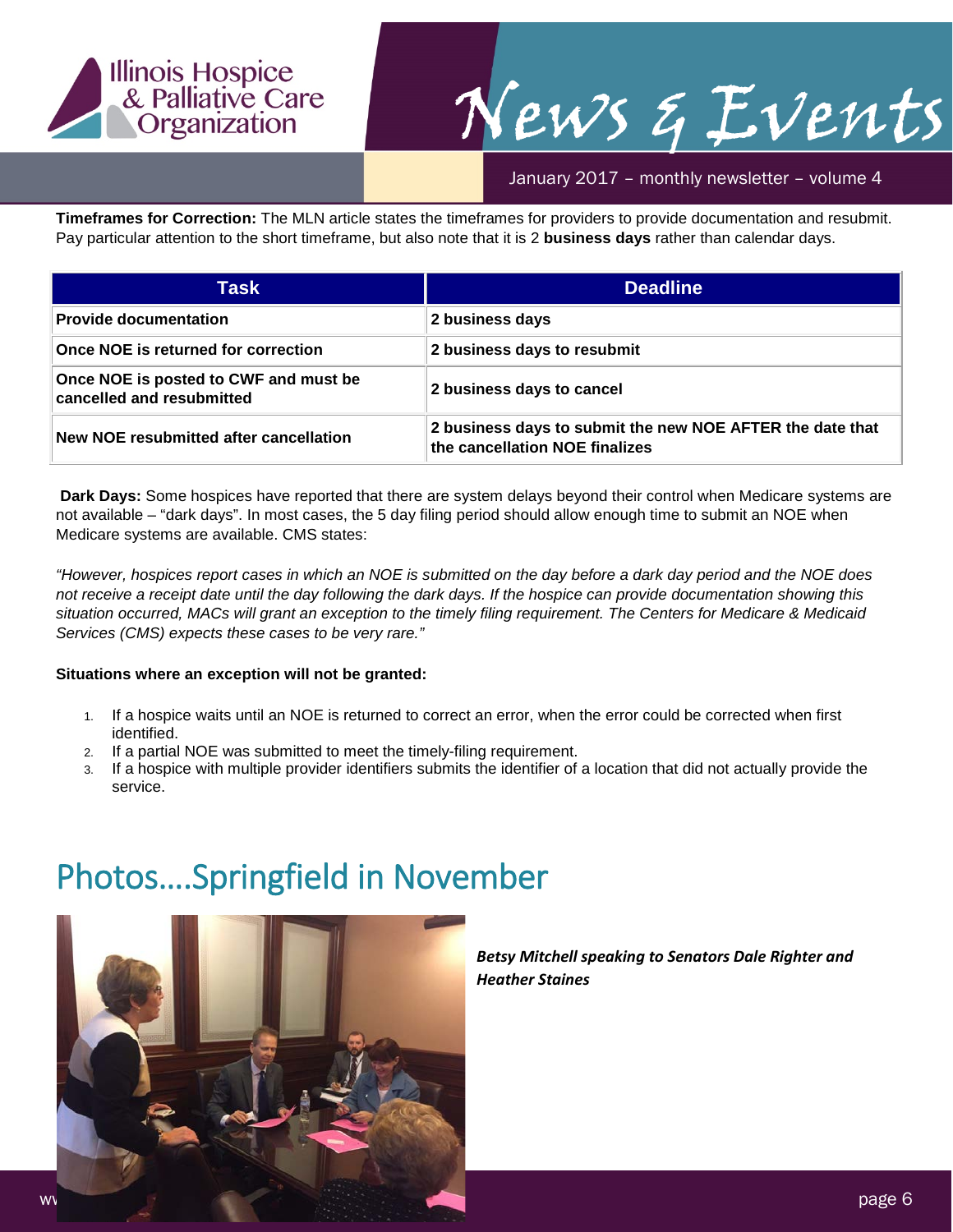**Timeframes for Correction:** The MLN article states the timeframes for providers to provide documentation and resubmit. Pay particular attention to the short timeframe, but also note that it is 2 **business days** rather than calendar days.

| Task | Deadline |
|---|---|
| **Provide documentation** | **2 business days** |
| **Once NOE is returned for correction** | **2 business days to resubmit** |
| **Once NOE is posted to CWF and must be cancelled and resubmitted** | **2 business days to cancel** |
| **New NOE resubmitted after cancellation** | **2 business days to submit the new NOE AFTER the date that the cancellation NOE finalizes** |

**Dark Days:** Some hospices have reported that there are system delays beyond their control when Medicare systems are not available – "dark days". In most cases, the 5 day filing period should allow enough time to submit an NOE when Medicare systems are available. CMS states:

*"However, hospices report cases in which an NOE is submitted on the day before a dark day period and the NOE does not receive a receipt date until the day following the dark days. If the hospice can provide documentation showing this situation occurred, MACs will grant an exception to the timely filing requirement. The Centers for Medicare & Medicaid Services (CMS) expects these cases to be very rare."*

**Situations where an exception will not be granted:**

1. If a hospice waits until an NOE is returned to correct an error, when the error could be corrected when first identified.
2. If a partial NOE was submitted to meet the timely-filing requirement.
3. If a hospice with multiple provider identifiers submits the identifier of a location that did not actually provide the service.

# Photos….Springfield in November

***Betsy Mitchell speaking to Senators Dale Righter and Heather Staines***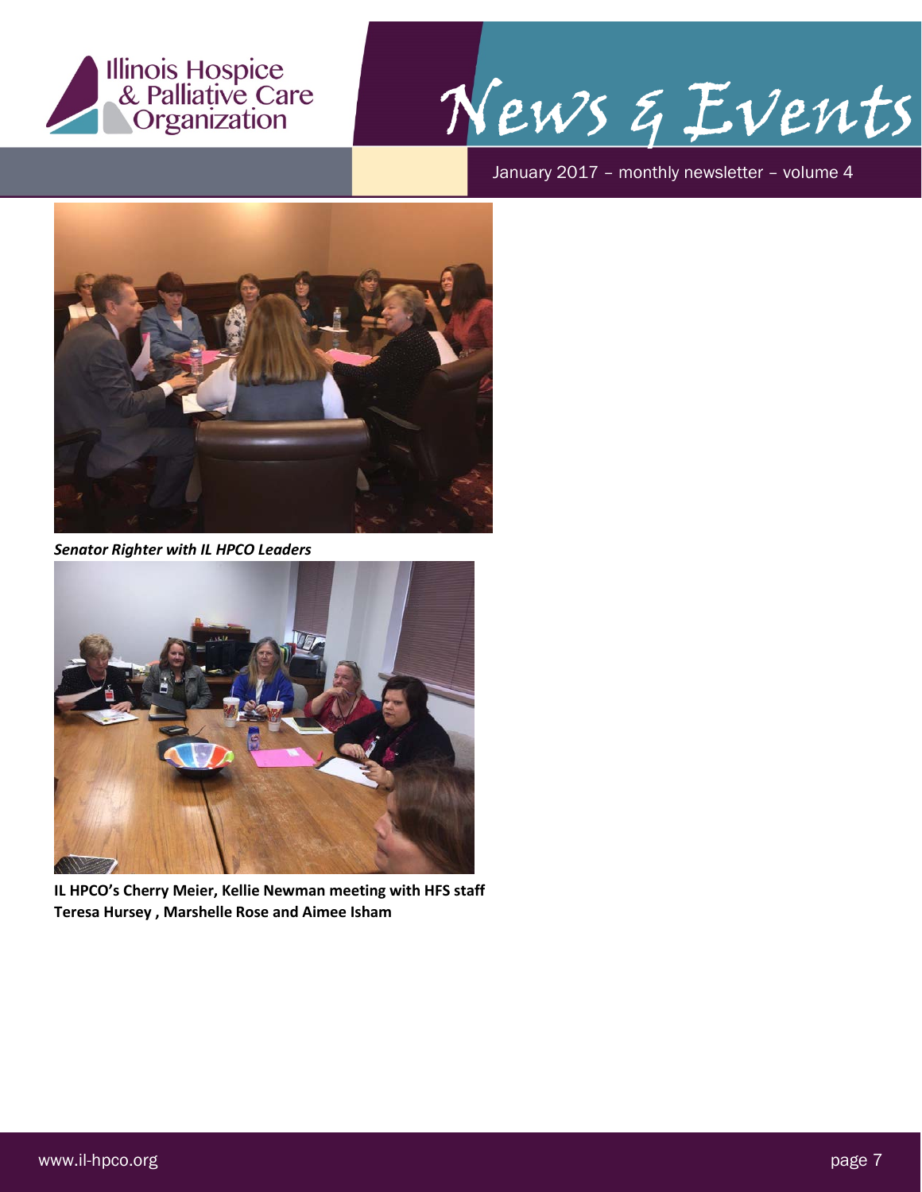*Senator Righter with IL HPCO Leaders*

**IL HPCO's Cherry Meier, Kellie Newman meeting with HFS staff Teresa Hursey , Marshelle Rose and Aimee Isham**